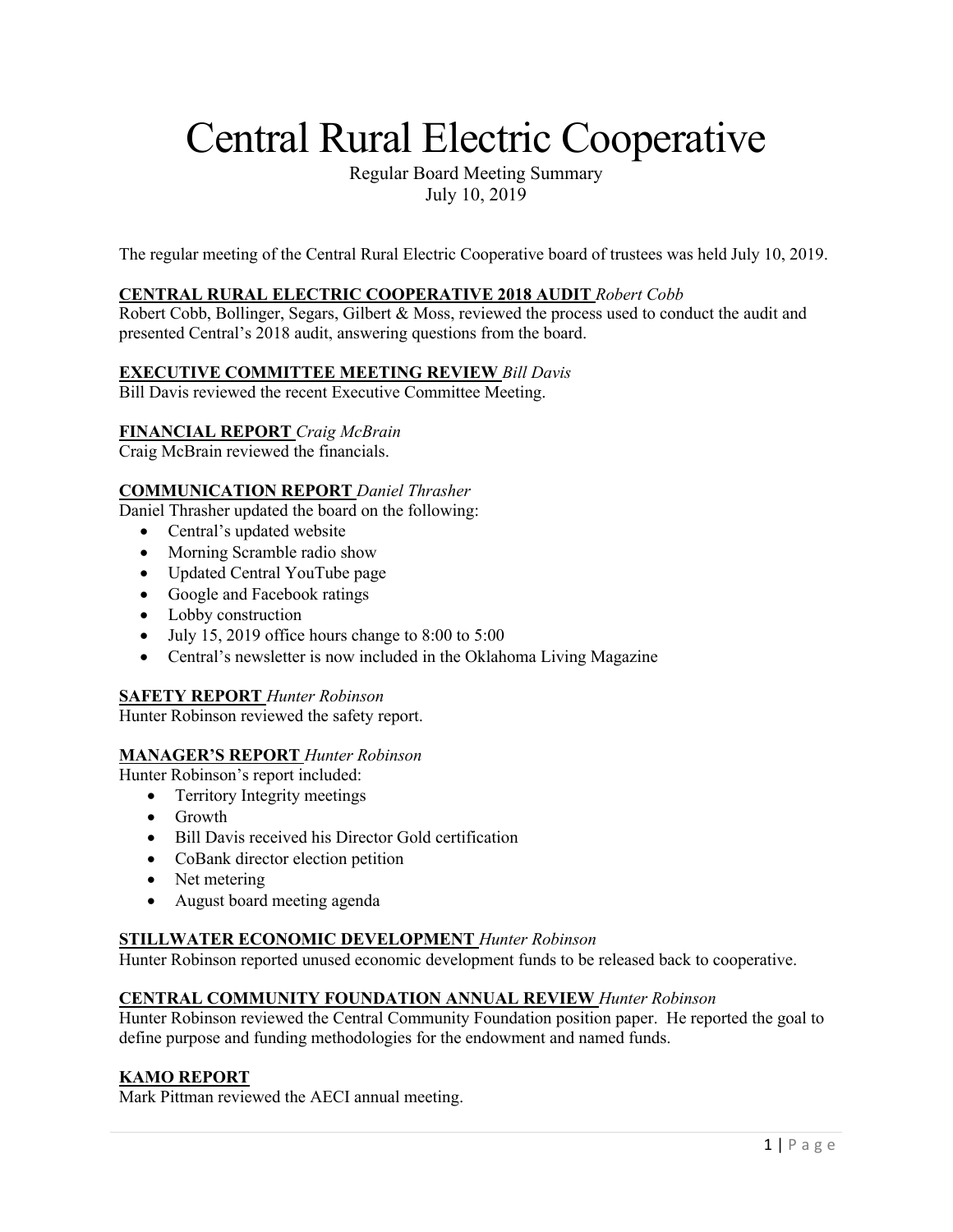# Central Rural Electric Cooperative

Regular Board Meeting Summary
July 10, 2019

The regular meeting of the Central Rural Electric Cooperative board of trustees was held July 10, 2019.

**CENTRAL RURAL ELECTRIC COOPERATIVE 2018 AUDIT** *Robert Cobb*
Robert Cobb, Bollinger, Segars, Gilbert & Moss, reviewed the process used to conduct the audit and presented Central's 2018 audit, answering questions from the board.

**EXECUTIVE COMMITTEE MEETING REVIEW** *Bill Davis*
Bill Davis reviewed the recent Executive Committee Meeting.

**FINANCIAL REPORT** *Craig McBrain*
Craig McBrain reviewed the financials.

**COMMUNICATION REPORT** *Daniel Thrasher*
Daniel Thrasher updated the board on the following:

- Central's updated website
- Morning Scramble radio show
- Updated Central YouTube page
- Google and Facebook ratings
- Lobby construction
- July 15, 2019 office hours change to 8:00 to 5:00
- Central's newsletter is now included in the Oklahoma Living Magazine

**SAFETY REPORT** *Hunter Robinson*
Hunter Robinson reviewed the safety report.

**MANAGER'S REPORT** *Hunter Robinson*
Hunter Robinson's report included:

- Territory Integrity meetings
- Growth
- Bill Davis received his Director Gold certification
- CoBank director election petition
- Net metering
- August board meeting agenda

**STILLWATER ECONOMIC DEVELOPMENT** *Hunter Robinson*
Hunter Robinson reported unused economic development funds to be released back to cooperative.

**CENTRAL COMMUNITY FOUNDATION ANNUAL REVIEW** *Hunter Robinson*
Hunter Robinson reviewed the Central Community Foundation position paper. He reported the goal to define purpose and funding methodologies for the endowment and named funds.

**KAMO REPORT**
Mark Pittman reviewed the AECI annual meeting.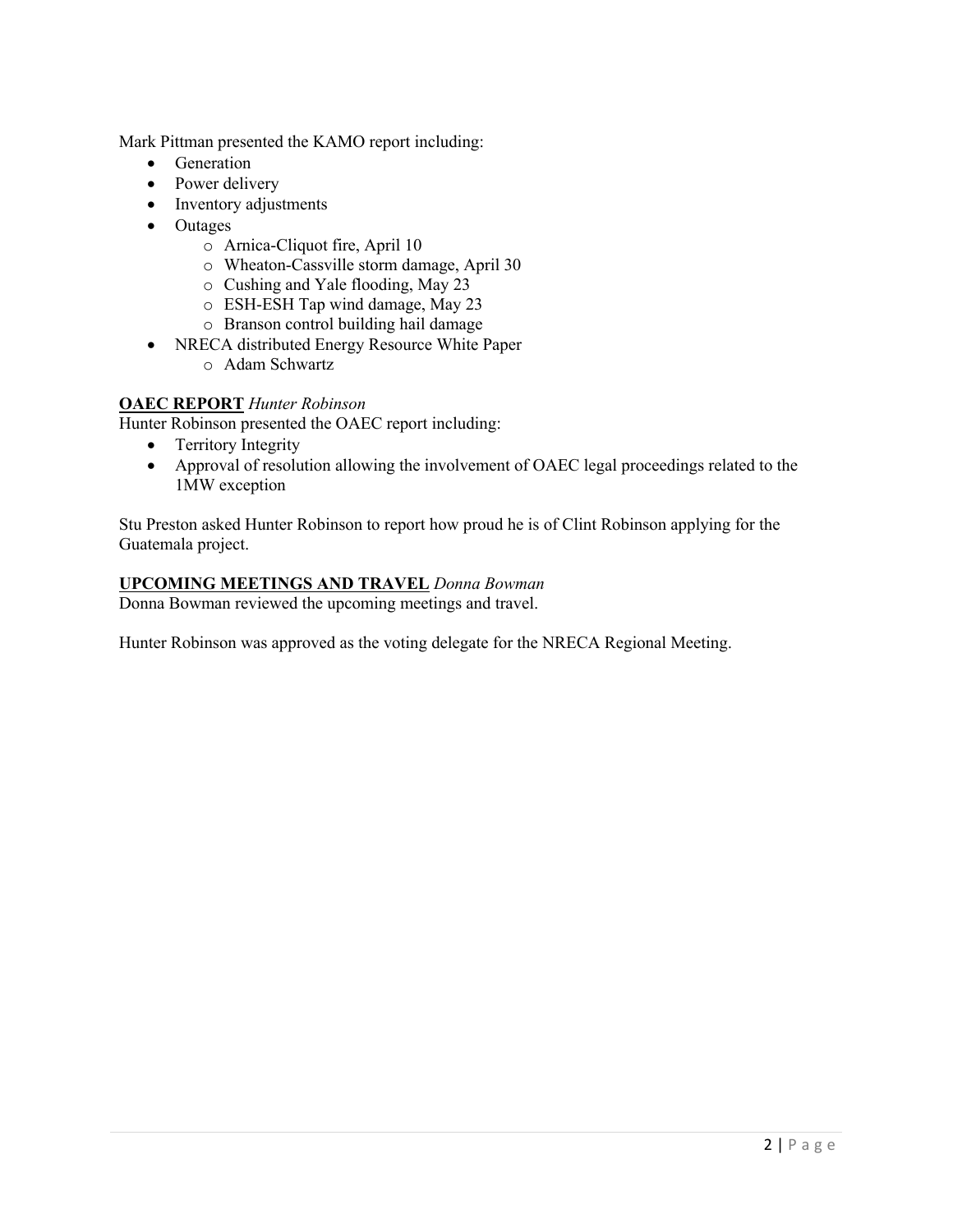Mark Pittman presented the KAMO report including:

- Generation
- Power delivery
- Inventory adjustments
- Outages
    - Arnica-Cliquot fire, April 10
    - Wheaton-Cassville storm damage, April 30
    - Cushing and Yale flooding, May 23
    - ESH-ESH Tap wind damage, May 23
    - Branson control building hail damage
- NRECA distributed Energy Resource White Paper
    - Adam Schwartz

**OAEC REPORT** *Hunter Robinson*

Hunter Robinson presented the OAEC report including:

- Territory Integrity
- Approval of resolution allowing the involvement of OAEC legal proceedings related to the 1MW exception

Stu Preston asked Hunter Robinson to report how proud he is of Clint Robinson applying for the Guatemala project.

**UPCOMING MEETINGS AND TRAVEL** *Donna Bowman*

Donna Bowman reviewed the upcoming meetings and travel.

Hunter Robinson was approved as the voting delegate for the NRECA Regional Meeting.